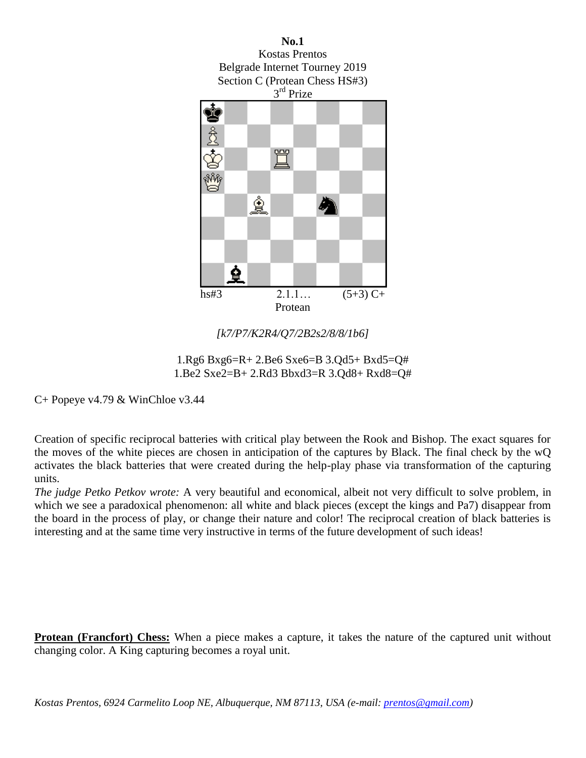**No.1**
Kostas Prentos
Belgrade Internet Tourney 2019
Section C (Protean Chess HS#3)
3rd Prize

hs#3 2.1.1… (5+3) C+
Protean

*[k7/P7/K2R4/Q7/2B2s2/8/8/1b6]*

1.Rg6 Bxg6=R+ 2.Be6 Sxe6=B 3.Qd5+ Bxd5=Q#
1.Be2 Sxe2=B+ 2.Rd3 Bbxd3=R 3.Qd8+ Rxd8=Q#

C+ Popeye v4.79 & WinChloe v3.44

Creation of specific reciprocal batteries with critical play between the Rook and Bishop. The exact squares for the moves of the white pieces are chosen in anticipation of the captures by Black. The final check by the wQ activates the black batteries that were created during the help-play phase via transformation of the capturing units.

*The judge Petko Petkov wrote:* A very beautiful and economical, albeit not very difficult to solve problem, in which we see a paradoxical phenomenon: all white and black pieces (except the kings and Pa7) disappear from the board in the process of play, or change their nature and color! The reciprocal creation of black batteries is interesting and at the same time very instructive in terms of the future development of such ideas!

**Protean (Francfort) Chess:** When a piece makes a capture, it takes the nature of the captured unit without changing color. A King capturing becomes a royal unit.

*Kostas Prentos, 6924 Carmelito Loop NE, Albuquerque, NM 87113, USA (e-mail: prentos@gmail.com)*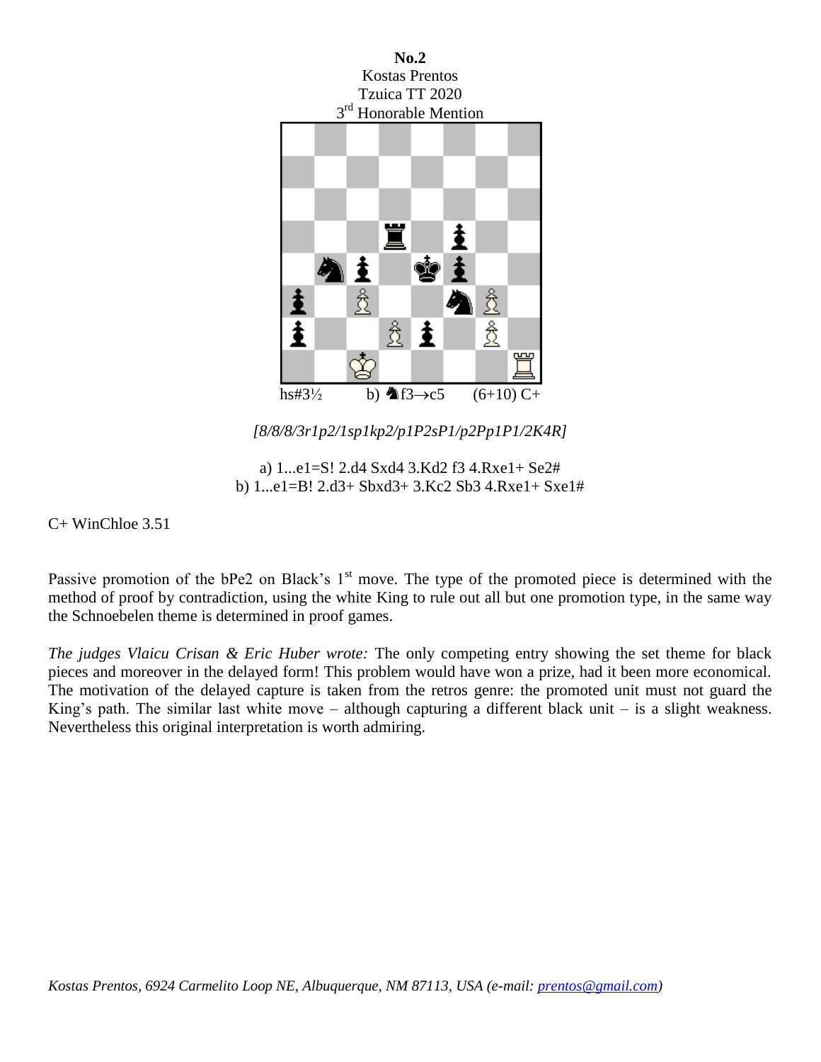**No.2**
Kostas Prentos
Tzuica TT 2020
3rd Honorable Mention

hs#3½ b) ♞f3→c5 (6+10) C+

*[8/8/8/3r1p2/1sp1kp2/p1P2sP1/p2Pp1P1/2K4R]*

a) 1...e1=S! 2.d4 Sxd4 3.Kd2 f3 4.Rxe1+ Se2#
b) 1...e1=B! 2.d3+ Sbxd3+ 3.Kc2 Sb3 4.Rxe1+ Sxe1#

C+ WinChloe 3.51

Passive promotion of the bPe2 on Black's 1st move. The type of the promoted piece is determined with the method of proof by contradiction, using the white King to rule out all but one promotion type, in the same way the Schnoebelen theme is determined in proof games.

*The judges Vlaicu Crisan & Eric Huber wrote:* The only competing entry showing the set theme for black pieces and moreover in the delayed form! This problem would have won a prize, had it been more economical. The motivation of the delayed capture is taken from the retros genre: the promoted unit must not guard the King's path. The similar last white move – although capturing a different black unit – is a slight weakness. Nevertheless this original interpretation is worth admiring.

*Kostas Prentos, 6924 Carmelito Loop NE, Albuquerque, NM 87113, USA (e-mail: prentos@gmail.com)*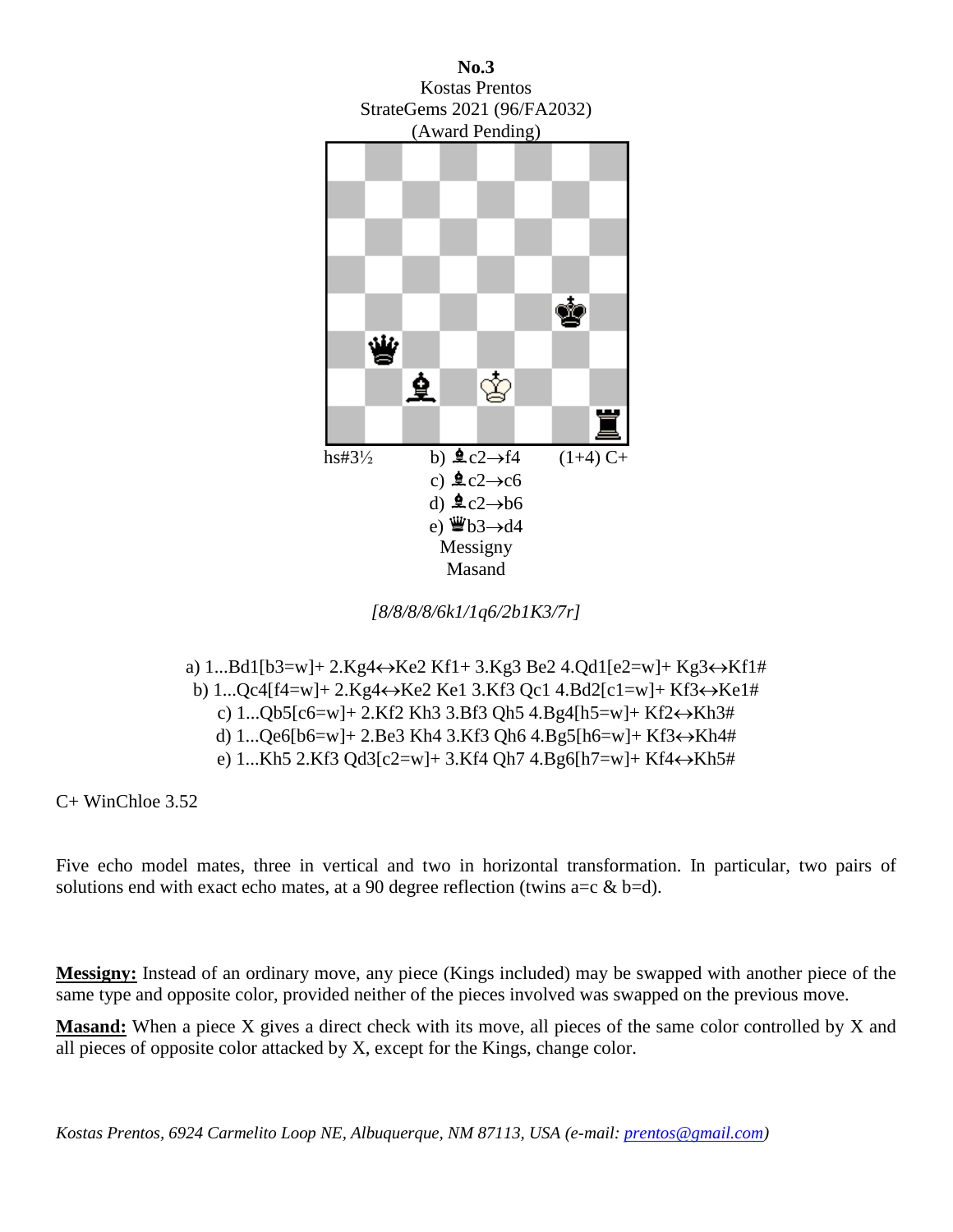**No.3**
Kostas Prentos
StrateGems 2021 (96/FA2032)
(Award Pending)

hs#3½ b) ♝c2→f4 (1+4) C+
c) ♝c2→c6
d) ♝c2→b6
e) ♛b3→d4
Messigny
Masand

*[8/8/8/8/6k1/1q6/2b1K3/7r]*

a) 1...Bd1[b3=w]+ 2.Kg4↔Ke2 Kf1+ 3.Kg3 Be2 4.Qd1[e2=w]+ Kg3↔Kf1#
b) 1...Qc4[f4=w]+ 2.Kg4↔Ke2 Ke1 3.Kf3 Qc1 4.Bd2[c1=w]+ Kf3↔Ke1#
c) 1...Qb5[c6=w]+ 2.Kf2 Kh3 3.Bf3 Qh5 4.Bg4[h5=w]+ Kf2↔Kh3#
d) 1...Qe6[b6=w]+ 2.Be3 Kh4 3.Kf3 Qh6 4.Bg5[h6=w]+ Kf3↔Kh4#
e) 1...Kh5 2.Kf3 Qd3[c2=w]+ 3.Kf4 Qh7 4.Bg6[h7=w]+ Kf4↔Kh5#

C+ WinChloe 3.52

Five echo model mates, three in vertical and two in horizontal transformation. In particular, two pairs of solutions end with exact echo mates, at a 90 degree reflection (twins a=c & b=d).

**Messigny:** Instead of an ordinary move, any piece (Kings included) may be swapped with another piece of the same type and opposite color, provided neither of the pieces involved was swapped on the previous move.

**Masand:** When a piece X gives a direct check with its move, all pieces of the same color controlled by X and all pieces of opposite color attacked by X, except for the Kings, change color.

*Kostas Prentos, 6924 Carmelito Loop NE, Albuquerque, NM 87113, USA (e-mail: prentos@gmail.com)*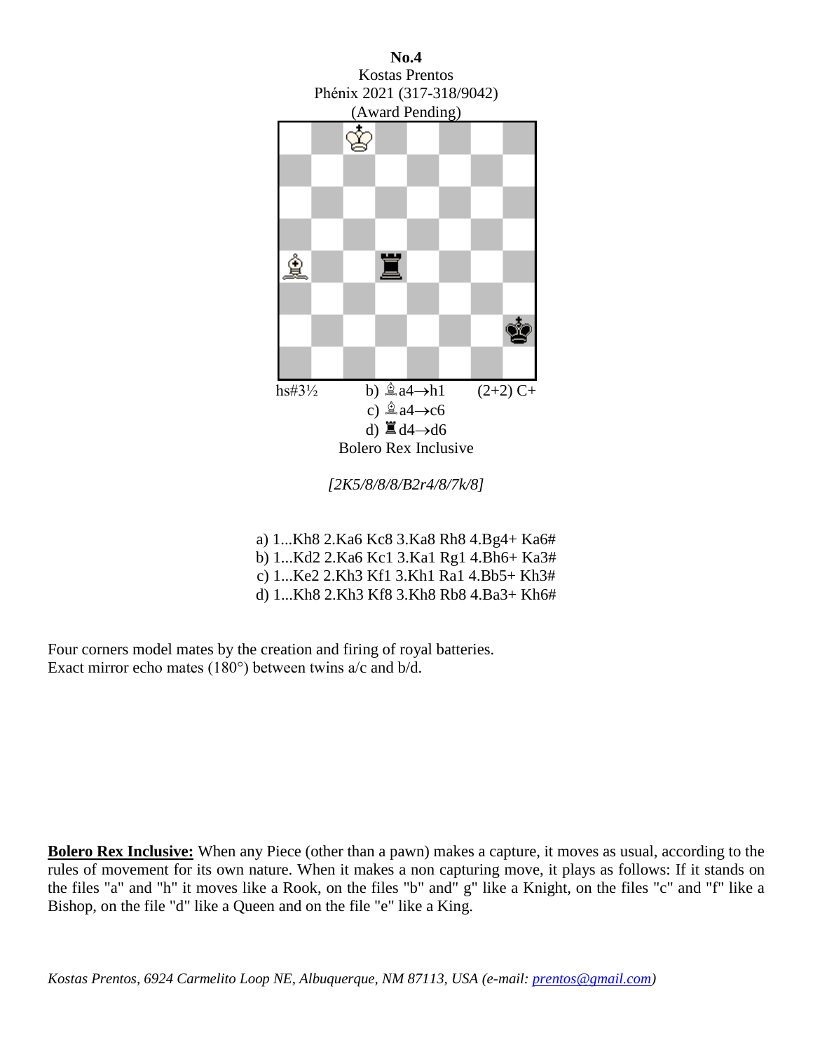**No.4**
Kostas Prentos
Phénix 2021 (317-318/9042)
(Award Pending)

hs#3½ b) ♗a4→h1 (2+2) C+
c) ♗a4→c6
d) ♜d4→d6
Bolero Rex Inclusive

*[2K5/8/8/8/B2r4/8/7k/8]*

a) 1...Kh8 2.Ka6 Kc8 3.Ka8 Rh8 4.Bg4+ Ka6#
b) 1...Kd2 2.Ka6 Kc1 3.Ka1 Rg1 4.Bh6+ Ka3#
c) 1...Ke2 2.Kh3 Kf1 3.Kh1 Ra1 4.Bb5+ Kh3#
d) 1...Kh8 2.Kh3 Kf8 3.Kh8 Rb8 4.Ba3+ Kh6#

Four corners model mates by the creation and firing of royal batteries.
Exact mirror echo mates (180°) between twins a/c and b/d.

**Bolero Rex Inclusive:** When any Piece (other than a pawn) makes a capture, it moves as usual, according to the rules of movement for its own nature. When it makes a non capturing move, it plays as follows: If it stands on the files "a" and "h" it moves like a Rook, on the files "b" and" g" like a Knight, on the files "c" and "f" like a Bishop, on the file "d" like a Queen and on the file "e" like a King.

*Kostas Prentos, 6924 Carmelito Loop NE, Albuquerque, NM 87113, USA (e-mail: prentos@gmail.com)*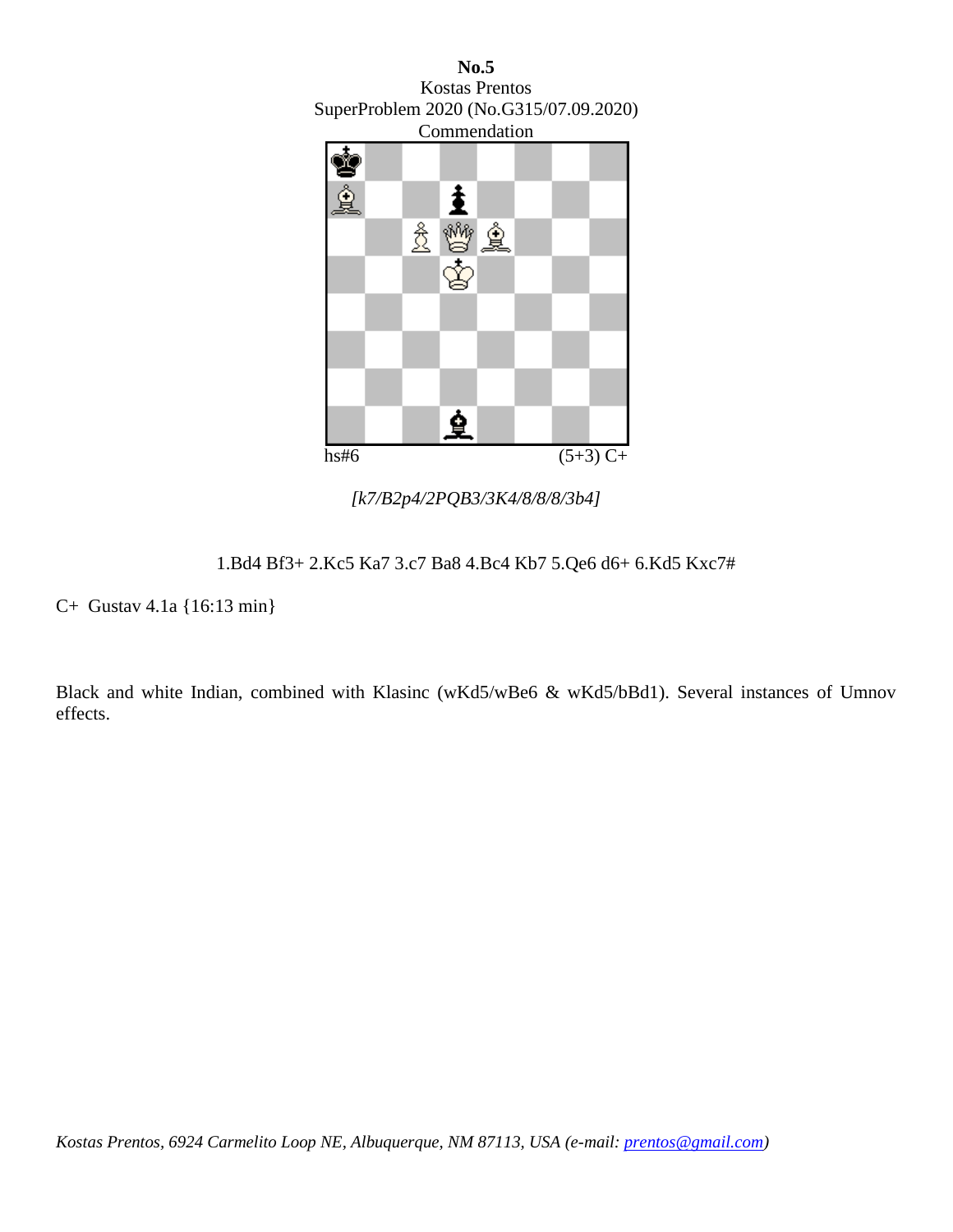**No.5**
Kostas Prentos
SuperProblem 2020 (No.G315/07.09.2020)
Commendation

hs#6 (5+3) C+

*[k7/B2p4/2PQB3/3K4/8/8/8/3b4]*

1.Bd4 Bf3+ 2.Kc5 Ka7 3.c7 Ba8 4.Bc4 Kb7 5.Qe6 d6+ 6.Kd5 Kxc7#

C+ Gustav 4.1a {16:13 min}

Black and white Indian, combined with Klasinc (wKd5/wBe6 & wKd5/bBd1). Several instances of Umnov effects.

*Kostas Prentos, 6924 Carmelito Loop NE, Albuquerque, NM 87113, USA (e-mail: prentos@gmail.com)*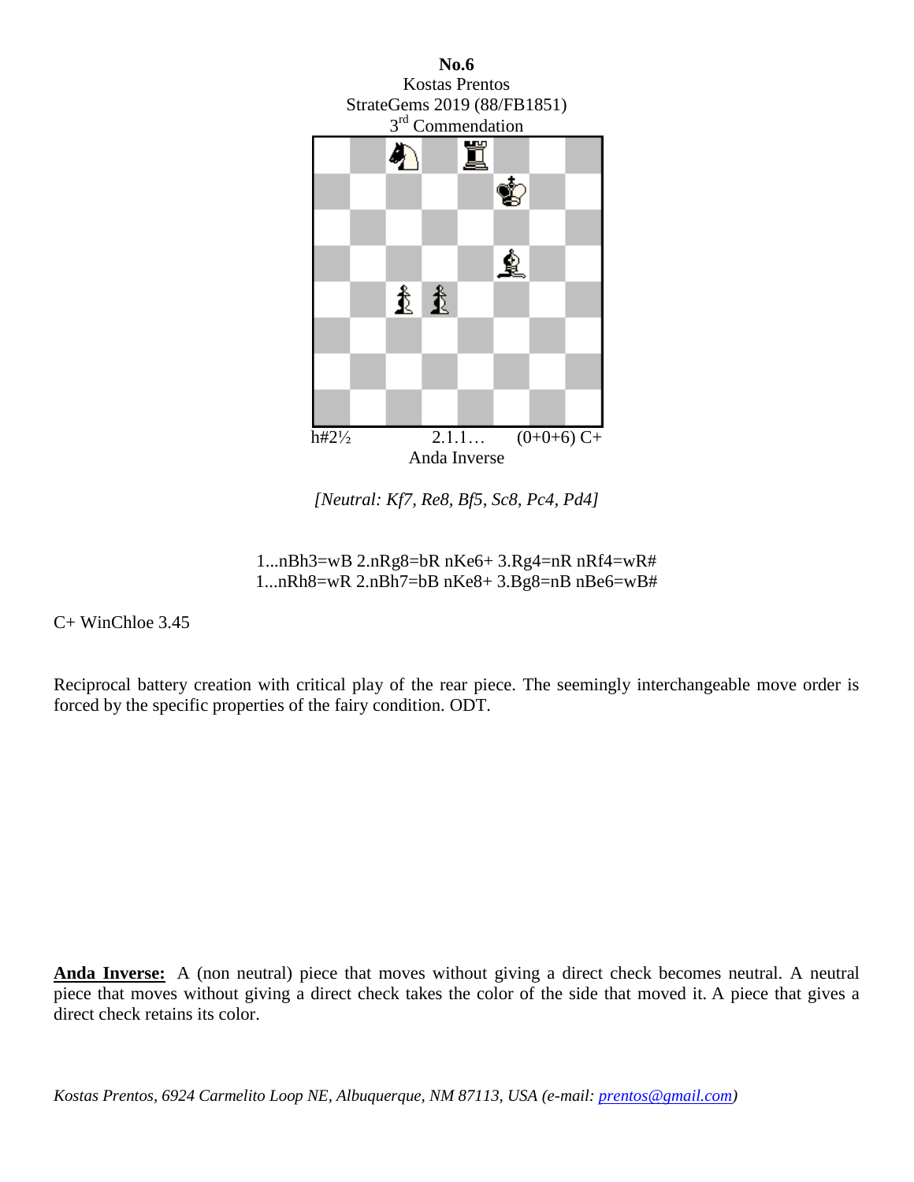**No.6**
Kostas Prentos
StrateGems 2019 (88/FB1851)
3rd Commendation

h#2½ 2.1.1… (0+0+6) C+
Anda Inverse

*[Neutral: Kf7, Re8, Bf5, Sc8, Pc4, Pd4]*

1...nBh3=wB 2.nRg8=bR nKe6+ 3.Rg4=nR nRf4=wR#
1...nRh8=wR 2.nBh7=bB nKe8+ 3.Bg8=nB nBe6=wB#

C+ WinChloe 3.45

Reciprocal battery creation with critical play of the rear piece. The seemingly interchangeable move order is forced by the specific properties of the fairy condition. ODT.

**Anda Inverse:** A (non neutral) piece that moves without giving a direct check becomes neutral. A neutral piece that moves without giving a direct check takes the color of the side that moved it. A piece that gives a direct check retains its color.

*Kostas Prentos, 6924 Carmelito Loop NE, Albuquerque, NM 87113, USA (e-mail: prentos@gmail.com)*